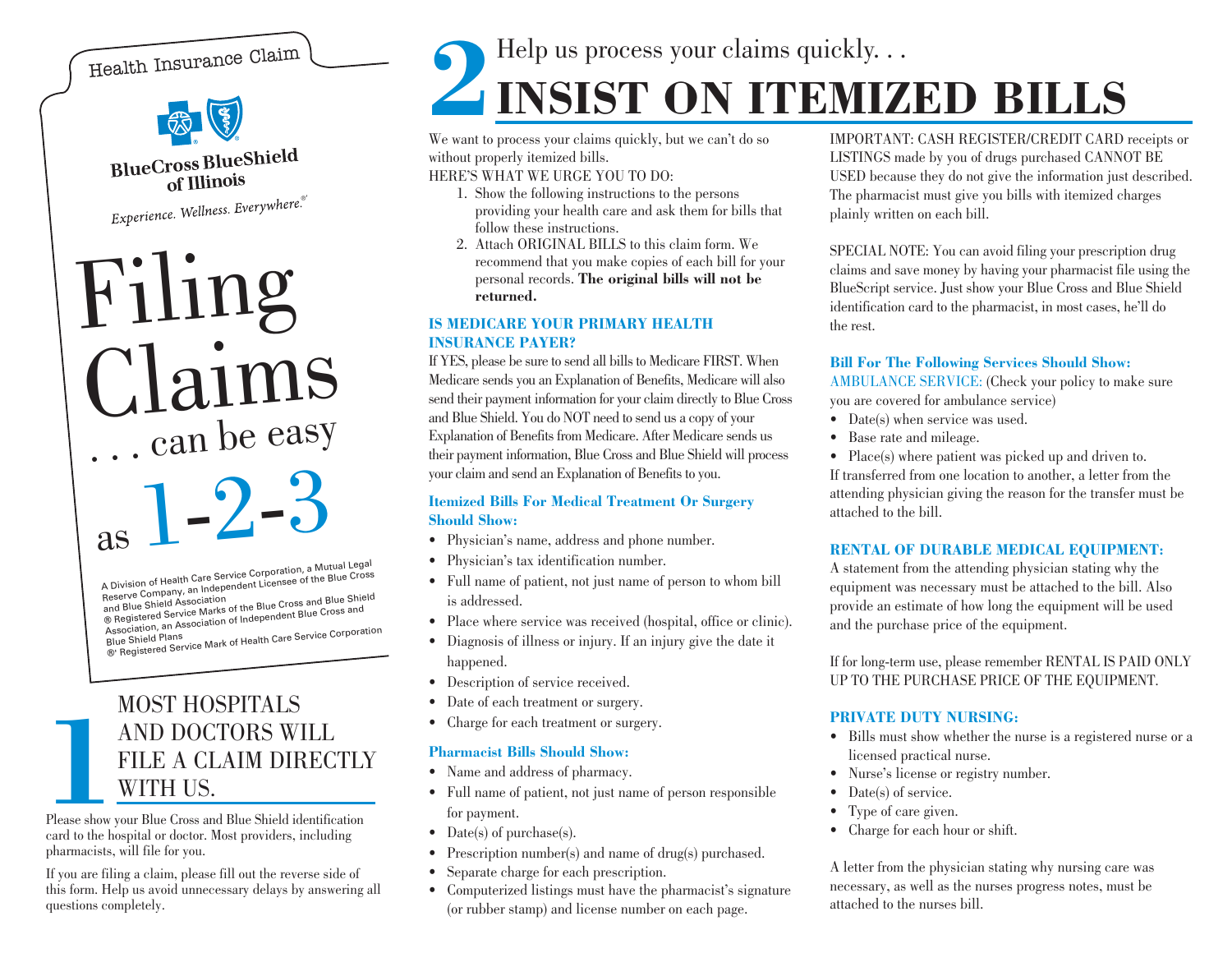Health Insurance Claim

BlueCross BlueShield of Illinois

*Experience. Wellness. Everywhere.®*

# Filing Claims . . . can be easy as 1-2-3

A Division of Health Care Service Corporation, a Mutual Legal Reserve Company, an Independent Licensee of the Blue Cross and Blue Shield Association
® Registered Service Marks of the Blue Cross and Blue Shield Association, an Association of Independent Blue Cross and Blue Shield Plans
®¹ Registered Service Mark of Health Care Service Corporation

## 1 MOST HOSPITALS AND DOCTORS WILL FILE A CLAIM DIRECTLY WITH US.

Please show your Blue Cross and Blue Shield identification card to the hospital or doctor. Most providers, including pharmacists, will file for you.

If you are filing a claim, please fill out the reverse side of this form. Help us avoid unnecessary delays by answering all questions completely.

## 2 Help us process your claims quickly. . . INSIST ON ITEMIZED BILLS

We want to process your claims quickly, but we can't do so without properly itemized bills.

HERE'S WHAT WE URGE YOU TO DO:

1. Show the following instructions to the persons providing your health care and ask them for bills that follow these instructions.
2. Attach ORIGINAL BILLS to this claim form. We recommend that you make copies of each bill for your personal records. **The original bills will not be returned.**

### IS MEDICARE YOUR PRIMARY HEALTH INSURANCE PAYER?

If YES, please be sure to send all bills to Medicare FIRST. When Medicare sends you an Explanation of Benefits, Medicare will also send their payment information for your claim directly to Blue Cross and Blue Shield. You do NOT need to send us a copy of your Explanation of Benefits from Medicare. After Medicare sends us their payment information, Blue Cross and Blue Shield will process your claim and send an Explanation of Benefits to you.

### Itemized Bills For Medical Treatment Or Surgery Should Show:

- Physician's name, address and phone number.
- Physician's tax identification number.
- Full name of patient, not just name of person to whom bill is addressed.
- Place where service was received (hospital, office or clinic).
- Diagnosis of illness or injury. If an injury give the date it happened.
- Description of service received.
- Date of each treatment or surgery.
- Charge for each treatment or surgery.

### Pharmacist Bills Should Show:

- Name and address of pharmacy.
- Full name of patient, not just name of person responsible for payment.
- Date(s) of purchase(s).
- Prescription number(s) and name of drug(s) purchased.
- Separate charge for each prescription.
- Computerized listings must have the pharmacist's signature (or rubber stamp) and license number on each page.

IMPORTANT: CASH REGISTER/CREDIT CARD receipts or LISTINGS made by you of drugs purchased CANNOT BE USED because they do not give the information just described. The pharmacist must give you bills with itemized charges plainly written on each bill.

SPECIAL NOTE: You can avoid filing your prescription drug claims and save money by having your pharmacist file using the BlueScript service. Just show your Blue Cross and Blue Shield identification card to the pharmacist, in most cases, he'll do the rest.

### Bill For The Following Services Should Show:

AMBULANCE SERVICE: (Check your policy to make sure you are covered for ambulance service)

- Date(s) when service was used.
- Base rate and mileage.
- Place(s) where patient was picked up and driven to.

If transferred from one location to another, a letter from the attending physician giving the reason for the transfer must be attached to the bill.

### RENTAL OF DURABLE MEDICAL EQUIPMENT:

A statement from the attending physician stating why the equipment was necessary must be attached to the bill. Also provide an estimate of how long the equipment will be used and the purchase price of the equipment.

If for long-term use, please remember RENTAL IS PAID ONLY UP TO THE PURCHASE PRICE OF THE EQUIPMENT.

### PRIVATE DUTY NURSING:

- Bills must show whether the nurse is a registered nurse or a licensed practical nurse.
- Nurse's license or registry number.
- Date(s) of service.
- Type of care given.
- Charge for each hour or shift.

A letter from the physician stating why nursing care was necessary, as well as the nurses progress notes, must be attached to the nurses bill.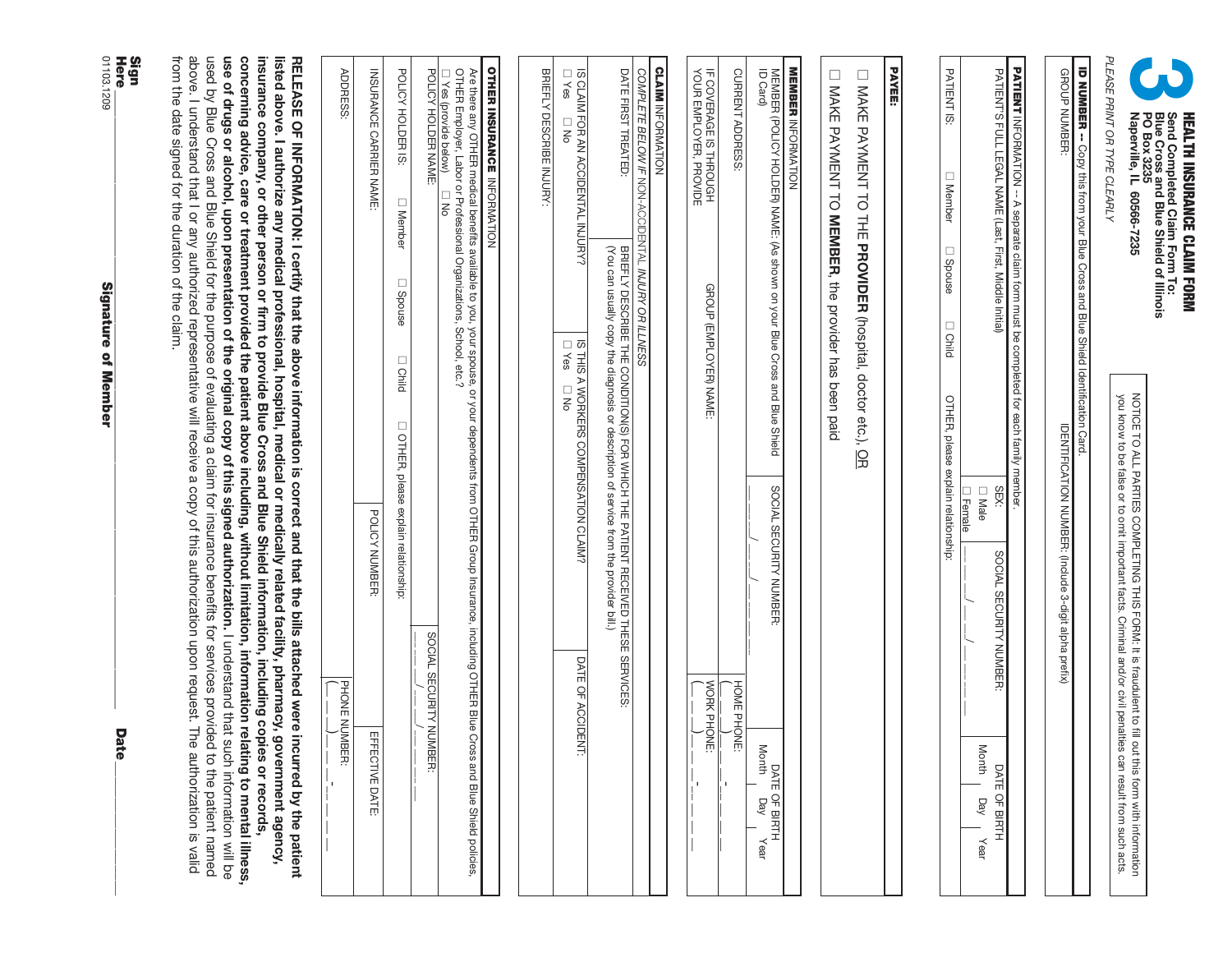# 3 HEALTH INSURANCE CLAIM FORM

**Send Completed Claim Form To:**
**Blue Cross and Blue Shield of Illinois**
**PO Box 3235**
**Naperville, IL 60566-7235**

*PLEASE PRINT OR TYPE CLEARLY*

NOTICE TO ALL PARTIES COMPLETING THIS FORM: It is fraudulent to fill out this form with information you know to be false or to omit important facts. Criminal and/or civil penalties can result from such acts.

## ID NUMBER -- Copy this from your Blue Cross and Blue Shield Identification Card.

GROUP NUMBER:

IDENTIFICATION NUMBER: (Include 3-digit alpha prefix)

## PATIENT INFORMATION -- A separate claim form must be completed for each family member.

PATIENT'S FULL LEGAL NAME (Last, First, Middle Initial)

SEX: ☐ Male ☐ Female

SOCIAL SECURITY NUMBER: ___ ___ ___ / ___ ___ / ___ ___ ___ ___

DATE OF BIRTH Month | Day | Year

PATIENT IS: ☐ Member ☐ Spouse ☐ Child OTHER, please explain relationship:

## PAYEE:

☐ MAKE PAYMENT TO THE **PROVIDER** (hospital, doctor etc.), OR

☐ MAKE PAYMENT TO **MEMBER**, the provider has been paid

## MEMBER INFORMATION

MEMBER (POLICY HOLDER) NAME: (As shown on your Blue Cross and Blue Shield ID Card)

SOCIAL SECURITY NUMBER: ___ ___ ___ / ___ ___ / ___ ___ ___ ___

DATE OF BIRTH Month | Day | Year

CURRENT ADDRESS:

HOME PHONE: ( ___ ___ ___ ) ___ ___ ___ - ___ ___ ___ ___

IF COVERAGE IS THROUGH YOUR EMPLOYER, PROVIDE

GROUP (EMPLOYER) NAME:

WORK PHONE: ( ___ ___ ___ ) ___ ___ ___ - ___ ___ ___ ___

## CLAIM INFORMATION

*COMPLETE BELOW IF NON-ACCIDENTAL INJURY OR ILLNESS*

DATE FIRST TREATED:

BRIEFLY DESCRIBE THE CONDITION(S) FOR WHICH THE PATIENT RECEIVED THESE SERVICES:
(You can usually copy the diagnosis or description of service from the provider bill.)

IS CLAIM FOR AN ACCIDENTAL INJURY? ☐ Yes ☐ No

IS THIS A WORKERS COMPENSATION CLAIM? ☐ Yes ☐ No

DATE OF ACCIDENT:

BRIEFLY DESCRIBE INJURY:

## OTHER INSURANCE INFORMATION

Are there any OTHER medical benefits available to you, your spouse, or your dependents from OTHER Group Insurance, including OTHER Blue Cross and Blue Shield policies, OTHER Employer, Labor or Professional Organizations, School, etc.?
☐ Yes (provide below) ☐ No

POLICY HOLDER NAME:

SOCIAL SECURITY NUMBER: ___ ___ ___ / ___ ___ / ___ ___ ___ ___

POLICY HOLDER IS: ☐ Member ☐ Spouse ☐ Child ☐ OTHER, please explain relationship:

INSURANCE CARRIER NAME:

POLICY NUMBER:

EFFECTIVE DATE:

ADDRESS:

PHONE NUMBER: ( ___ ___ ___ ) ___ ___ ___ - ___ ___ ___ ___

**RELEASE OF INFORMATION: I certify that the above information is correct and that the bills attached were incurred by the patient listed above. I authorize any medical professional, hospital, medical or medically related facility, pharmacy, government agency, insurance company, or other person or firm to provide Blue Cross and Blue Shield information, including copies or records, concerning advice, care or treatment provided the patient above including, without limitation, information relating to mental illness, use of drugs or alcohol, upon presentation of the original copy of this signed authorization.** I understand that such information will be used by Blue Cross and Blue Shield for the purpose of evaluating a claim for insurance benefits for services provided to the patient named above. I understand that I or any authorized representative will receive a copy of this authorization upon request. The authorization is valid from the date signed for the duration of the claim.

**Sign Here** ______________________ **Signature of Member** ______________________ **Date** ______________________

01103.1209